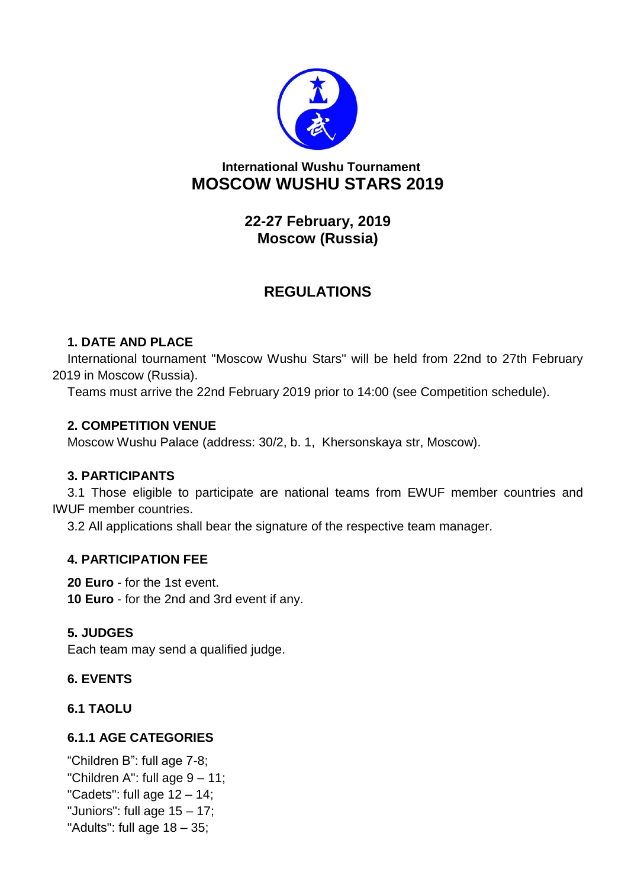International Wushu Tournament

# MOSCOW WUSHU STARS 2019

## 22-27 February, 2019
## Moscow (Russia)

## REGULATIONS

### 1. DATE AND PLACE

International tournament "Moscow Wushu Stars" will be held from 22nd to 27th February 2019 in Moscow (Russia).

Teams must arrive the 22nd February 2019 prior to 14:00 (see Competition schedule).

### 2. COMPETITION VENUE

Moscow Wushu Palace (address: 30/2, b. 1, Khersonskaya str, Moscow).

### 3. PARTICIPANTS

3.1 Those eligible to participate are national teams from EWUF member countries and IWUF member countries.

3.2 All applications shall bear the signature of the respective team manager.

### 4. PARTICIPATION FEE

**20 Euro** - for the 1st event.
**10 Euro** - for the 2nd and 3rd event if any.

### 5. JUDGES

Each team may send a qualified judge.

### 6. EVENTS

### 6.1 TAOLU

### 6.1.1 AGE CATEGORIES

“Children B”: full age 7-8;
"Children A": full age 9 – 11;
"Cadets": full age 12 – 14;
"Juniors": full age 15 – 17;
"Adults": full age 18 – 35;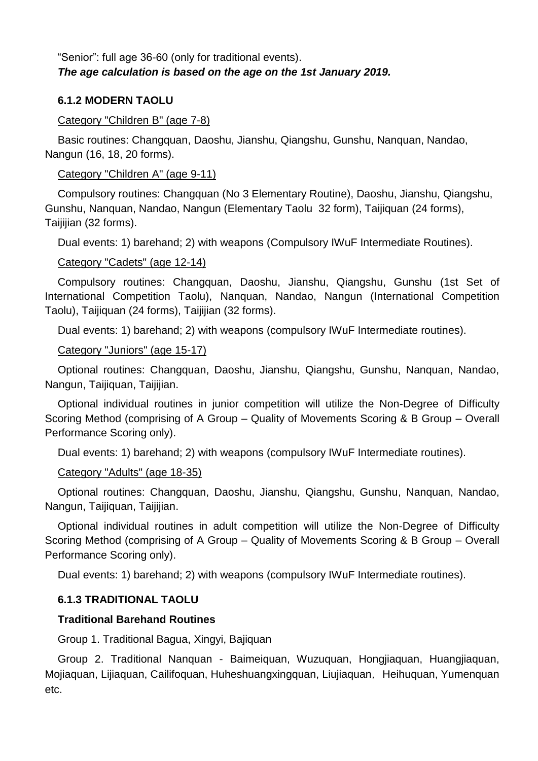"Senior": full age 36-60 (only for traditional events).

***The age calculation is based on the age on the 1st January 2019.***

### 6.1.2 MODERN TAOLU

<u>Category "Children B" (age 7-8)</u>

Basic routines: Changquan, Daoshu, Jianshu, Qiangshu, Gunshu, Nanquan, Nandao, Nangun (16, 18, 20 forms).

<u>Category "Children A" (age 9-11)</u>

Compulsory routines: Changquan (No 3 Elementary Routine), Daoshu, Jianshu, Qiangshu, Gunshu, Nanquan, Nandao, Nangun (Elementary Taolu 32 form), Taijiquan (24 forms), Taijijian (32 forms).

Dual events: 1) barehand; 2) with weapons (Compulsory IWuF Intermediate Routines).

<u>Category "Cadets" (age 12-14)</u>

Compulsory routines: Changquan, Daoshu, Jianshu, Qiangshu, Gunshu (1st Set of International Competition Taolu), Nanquan, Nandao, Nangun (International Competition Taolu), Taijiquan (24 forms), Taijijian (32 forms).

Dual events: 1) barehand; 2) with weapons (compulsory IWuF Intermediate routines).

<u>Category "Juniors" (age 15-17)</u>

Optional routines: Changquan, Daoshu, Jianshu, Qiangshu, Gunshu, Nanquan, Nandao, Nangun, Taijiquan, Taijijian.

Optional individual routines in junior competition will utilize the Non-Degree of Difficulty Scoring Method (comprising of A Group – Quality of Movements Scoring & B Group – Overall Performance Scoring only).

Dual events: 1) barehand; 2) with weapons (compulsory IWuF Intermediate routines).

<u>Category "Adults" (age 18-35)</u>

Optional routines: Changquan, Daoshu, Jianshu, Qiangshu, Gunshu, Nanquan, Nandao, Nangun, Taijiquan, Taijijian.

Optional individual routines in adult competition will utilize the Non-Degree of Difficulty Scoring Method (comprising of A Group – Quality of Movements Scoring & B Group – Overall Performance Scoring only).

Dual events: 1) barehand; 2) with weapons (compulsory IWuF Intermediate routines).

### 6.1.3 TRADITIONAL TAOLU

**Traditional Barehand Routines**

Group 1. Traditional Bagua, Xingyi, Bajiquan

Group 2. Traditional Nanquan - Baimeiquan, Wuzuquan, Hongjiaquan, Huangjiaquan, Mojiaquan, Lijiaquan, Cailifoquan, Huheshuangxingquan, Liujiaquan, Heihuquan, Yumenquan etc.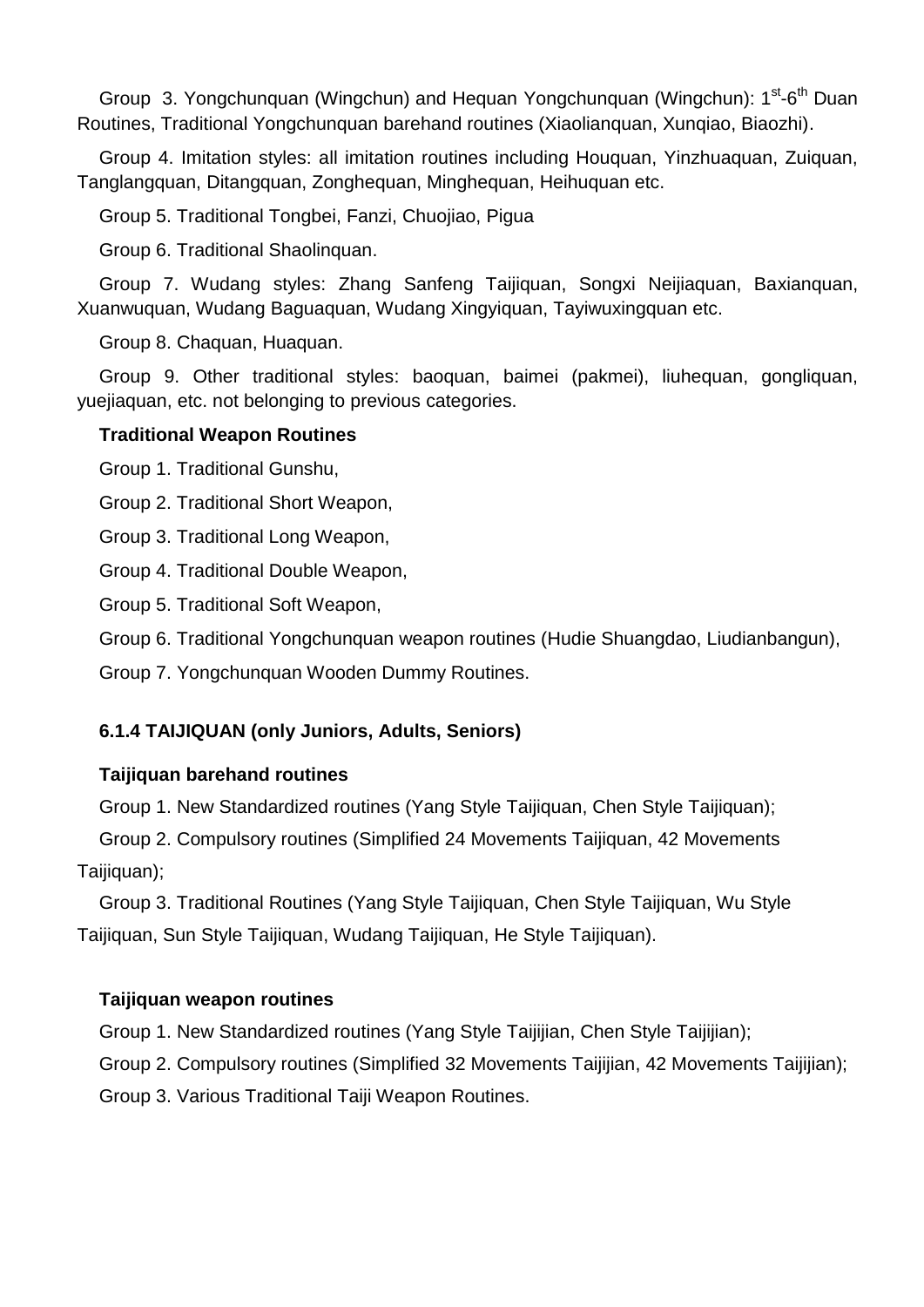Group 3. Yongchunquan (Wingchun) and Hequan Yongchunquan (Wingchun): 1st-6th Duan Routines, Traditional Yongchunquan barehand routines (Xiaolianquan, Xunqiao, Biaozhi).

Group 4. Imitation styles: all imitation routines including Houquan, Yinzhuaquan, Zuiquan, Tanglangquan, Ditangquan, Zonghequan, Minghequan, Heihuquan etc.

Group 5. Traditional Tongbei, Fanzi, Chuojiao, Pigua

Group 6. Traditional Shaolinquan.

Group 7. Wudang styles: Zhang Sanfeng Taijiquan, Songxi Neijiaquan, Baxianquan, Xuanwuquan, Wudang Baguaquan, Wudang Xingyiquan, Tayiwuxingquan etc.

Group 8. Chaquan, Huaquan.

Group 9. Other traditional styles: baoquan, baimei (pakmei), liuhequan, gongliquan, yuejiaquan, etc. not belonging to previous categories.

**Traditional Weapon Routines**

Group 1. Traditional Gunshu,

Group 2. Traditional Short Weapon,

Group 3. Traditional Long Weapon,

Group 4. Traditional Double Weapon,

Group 5. Traditional Soft Weapon,

Group 6. Traditional Yongchunquan weapon routines (Hudie Shuangdao, Liudianbangun),

Group 7. Yongchunquan Wooden Dummy Routines.

#### 6.1.4 TAIJIQUAN (only Juniors, Adults, Seniors)

**Taijiquan barehand routines**

Group 1. New Standardized routines (Yang Style Taijiquan, Chen Style Taijiquan);

Group 2. Compulsory routines (Simplified 24 Movements Taijiquan, 42 Movements Taijiquan);

Group 3. Traditional Routines (Yang Style Taijiquan, Chen Style Taijiquan, Wu Style Taijiquan, Sun Style Taijiquan, Wudang Taijiquan, He Style Taijiquan).

**Taijiquan weapon routines**

Group 1. New Standardized routines (Yang Style Taijijian, Chen Style Taijijian);

Group 2. Compulsory routines (Simplified 32 Movements Taijijian, 42 Movements Taijijian);

Group 3. Various Traditional Taiji Weapon Routines.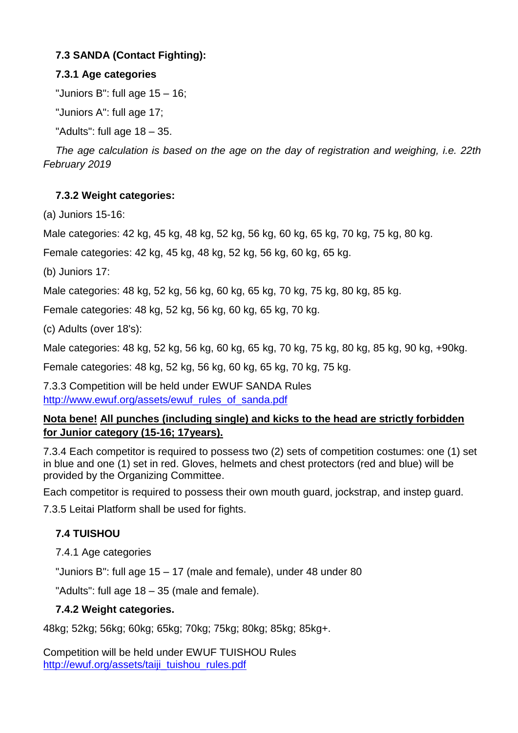### 7.3 SANDA (Contact Fighting):

#### 7.3.1 Age categories

"Juniors B": full age 15 – 16;

"Juniors A": full age 17;

"Adults": full age 18 – 35.

*The age calculation is based on the age on the day of registration and weighing, i.e. 22th February 2019*

#### 7.3.2 Weight categories:

(a) Juniors 15-16:

Male categories: 42 kg, 45 kg, 48 kg, 52 kg, 56 kg, 60 kg, 65 kg, 70 kg, 75 kg, 80 kg.

Female categories: 42 kg, 45 kg, 48 kg, 52 kg, 56 kg, 60 kg, 65 kg.

(b) Juniors 17:

Male categories: 48 kg, 52 kg, 56 kg, 60 kg, 65 kg, 70 kg, 75 kg, 80 kg, 85 kg.

Female categories: 48 kg, 52 kg, 56 kg, 60 kg, 65 kg, 70 kg.

(c) Adults (over 18's):

Male categories: 48 kg, 52 kg, 56 kg, 60 kg, 65 kg, 70 kg, 75 kg, 80 kg, 85 kg, 90 kg, +90kg.

Female categories: 48 kg, 52 kg, 56 kg, 60 kg, 65 kg, 70 kg, 75 kg.

7.3.3 Competition will be held under EWUF SANDA Rules
http://www.ewuf.org/assets/ewuf_rules_of_sanda.pdf

**Nota bene! All punches (including single) and kicks to the head are strictly forbidden for Junior category (15-16; 17years).**

7.3.4 Each competitor is required to possess two (2) sets of competition costumes: one (1) set in blue and one (1) set in red. Gloves, helmets and chest protectors (red and blue) will be provided by the Organizing Committee.

Each competitor is required to possess their own mouth guard, jockstrap, and instep guard.

7.3.5 Leitai Platform shall be used for fights.

### 7.4 TUISHOU

7.4.1 Age categories

"Juniors B": full age 15 – 17 (male and female), under 48 under 80

"Adults": full age 18 – 35 (male and female).

#### 7.4.2 Weight categories.

48kg; 52kg; 56kg; 60kg; 65kg; 70kg; 75kg; 80kg; 85kg; 85kg+.

Competition will be held under EWUF TUISHOU Rules
http://ewuf.org/assets/taiji_tuishou_rules.pdf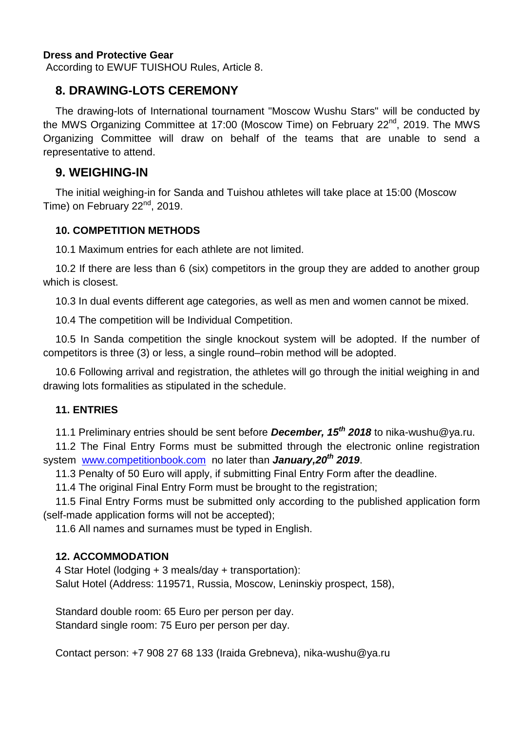**Dress and Protective Gear**

According to EWUF TUISHOU Rules, Article 8.

## 8. DRAWING-LOTS CEREMONY

The drawing-lots of International tournament "Moscow Wushu Stars" will be conducted by the MWS Organizing Committee at 17:00 (Moscow Time) on February 22nd, 2019. The MWS Organizing Committee will draw on behalf of the teams that are unable to send a representative to attend.

## 9. WEIGHING-IN

The initial weighing-in for Sanda and Tuishou athletes will take place at 15:00 (Moscow Time) on February 22nd, 2019.

### 10. COMPETITION METHODS

10.1 Maximum entries for each athlete are not limited.

10.2 If there are less than 6 (six) competitors in the group they are added to another group which is closest.

10.3 In dual events different age categories, as well as men and women cannot be mixed.

10.4 The competition will be Individual Competition.

10.5 In Sanda competition the single knockout system will be adopted. If the number of competitors is three (3) or less, a single round–robin method will be adopted.

10.6 Following arrival and registration, the athletes will go through the initial weighing in and drawing lots formalities as stipulated in the schedule.

### 11. ENTRIES

11.1 Preliminary entries should be sent before ***December, 15th 2018*** to nika-wushu@ya.ru.

11.2 The Final Entry Forms must be submitted through the electronic online registration system [www.competitionbook.com](http://www.competitionbook.com) no later than ***January,20th 2019***.

11.3 Penalty of 50 Euro will apply, if submitting Final Entry Form after the deadline.

11.4 The original Final Entry Form must be brought to the registration;

11.5 Final Entry Forms must be submitted only according to the published application form (self-made application forms will not be accepted);

11.6 All names and surnames must be typed in English.

### 12. ACCOMMODATION

4 Star Hotel (lodging + 3 meals/day + transportation):
Salut Hotel (Address: 119571, Russia, Moscow, Leninskiy prospect, 158),

Standard double room: 65 Euro per person per day.
Standard single room: 75 Euro per person per day.

Contact person: +7 908 27 68 133 (Iraida Grebneva), nika-wushu@ya.ru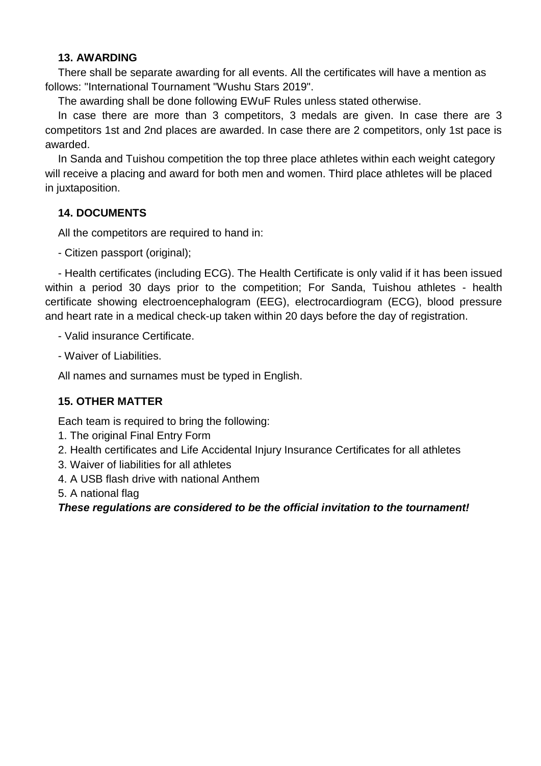### 13. AWARDING

There shall be separate awarding for all events. All the certificates will have a mention as follows: "International Tournament "Wushu Stars 2019".

The awarding shall be done following EWuF Rules unless stated otherwise.

In case there are more than 3 competitors, 3 medals are given. In case there are 3 competitors 1st and 2nd places are awarded. In case there are 2 competitors, only 1st pace is awarded.

In Sanda and Tuishou competition the top three place athletes within each weight category will receive a placing and award for both men and women. Third place athletes will be placed in juxtaposition.

### 14. DOCUMENTS

All the competitors are required to hand in:

- Citizen passport (original);

- Health certificates (including ECG). The Health Certificate is only valid if it has been issued within a period 30 days prior to the competition; For Sanda, Tuishou athletes - health certificate showing electroencephalogram (EEG), electrocardiogram (ECG), blood pressure and heart rate in a medical check-up taken within 20 days before the day of registration.

- Valid insurance Certificate.

- Waiver of Liabilities.

All names and surnames must be typed in English.

### 15. OTHER MATTER

Each team is required to bring the following:

1. The original Final Entry Form
2. Health certificates and Life Accidental Injury Insurance Certificates for all athletes
3. Waiver of liabilities for all athletes
4. A USB flash drive with national Anthem
5. A national flag

***These regulations are considered to be the official invitation to the tournament!***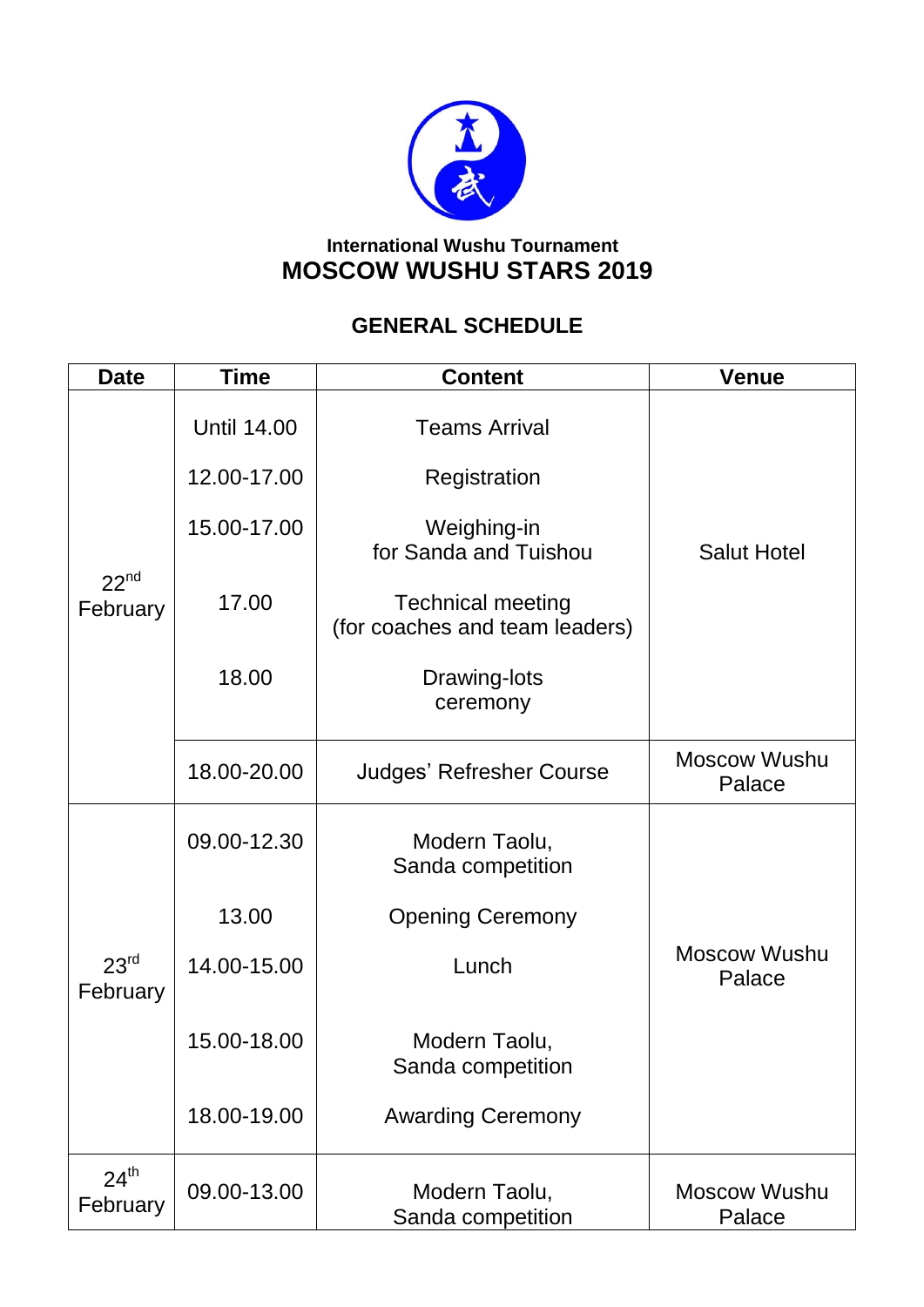International Wushu Tournament

# MOSCOW WUSHU STARS 2019

## GENERAL SCHEDULE

| Date | Time | Content | Venue |
|---|---|---|---|
| 22nd February | Until 14.00 | Teams Arrival | Salut Hotel |
| | 12.00-17.00 | Registration | |
| | 15.00-17.00 | Weighing-in for Sanda and Tuishou | |
| | 17.00 | Technical meeting (for coaches and team leaders) | |
| | 18.00 | Drawing-lots ceremony | |
| | 18.00-20.00 | Judges' Refresher Course | Moscow Wushu Palace |
| 23rd February | 09.00-12.30 | Modern Taolu, Sanda competition | Moscow Wushu Palace |
| | 13.00 | Opening Ceremony | |
| | 14.00-15.00 | Lunch | |
| | 15.00-18.00 | Modern Taolu, Sanda competition | |
| | 18.00-19.00 | Awarding Ceremony | |
| 24th February | 09.00-13.00 | Modern Taolu, Sanda competition | Moscow Wushu Palace |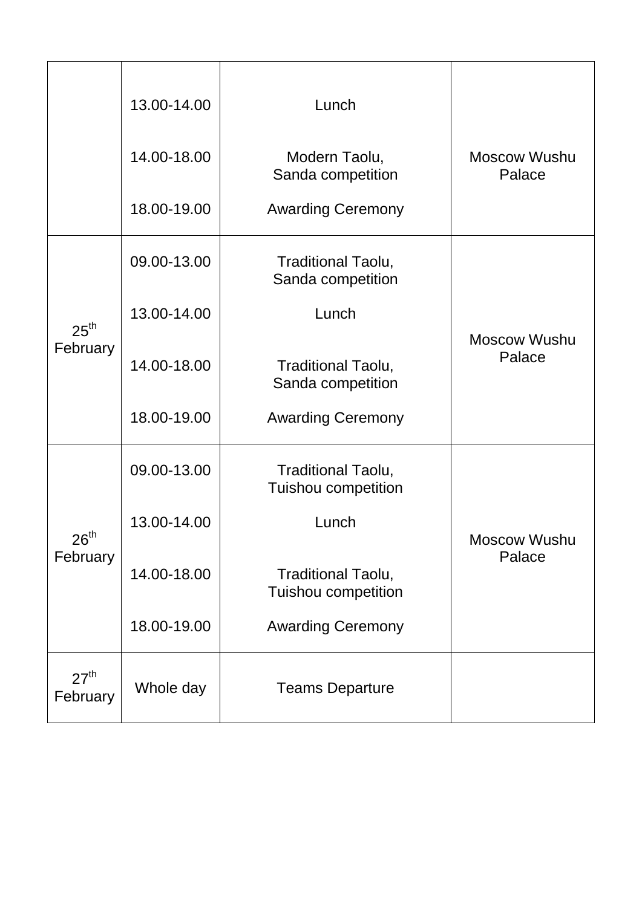| | | | |
|---|---|---|---|
| | 13.00-14.00 | Lunch | Moscow Wushu Palace |
| | 14.00-18.00 | Modern Taolu, Sanda competition | |
| | 18.00-19.00 | Awarding Ceremony | |
| 25th February | 09.00-13.00 | Traditional Taolu, Sanda competition | Moscow Wushu Palace |
| | 13.00-14.00 | Lunch | |
| | 14.00-18.00 | Traditional Taolu, Sanda competition | |
| | 18.00-19.00 | Awarding Ceremony | |
| 26th February | 09.00-13.00 | Traditional Taolu, Tuishou competition | Moscow Wushu Palace |
| | 13.00-14.00 | Lunch | |
| | 14.00-18.00 | Traditional Taolu, Tuishou competition | |
| | 18.00-19.00 | Awarding Ceremony | |
| 27th February | Whole day | Teams Departure | |